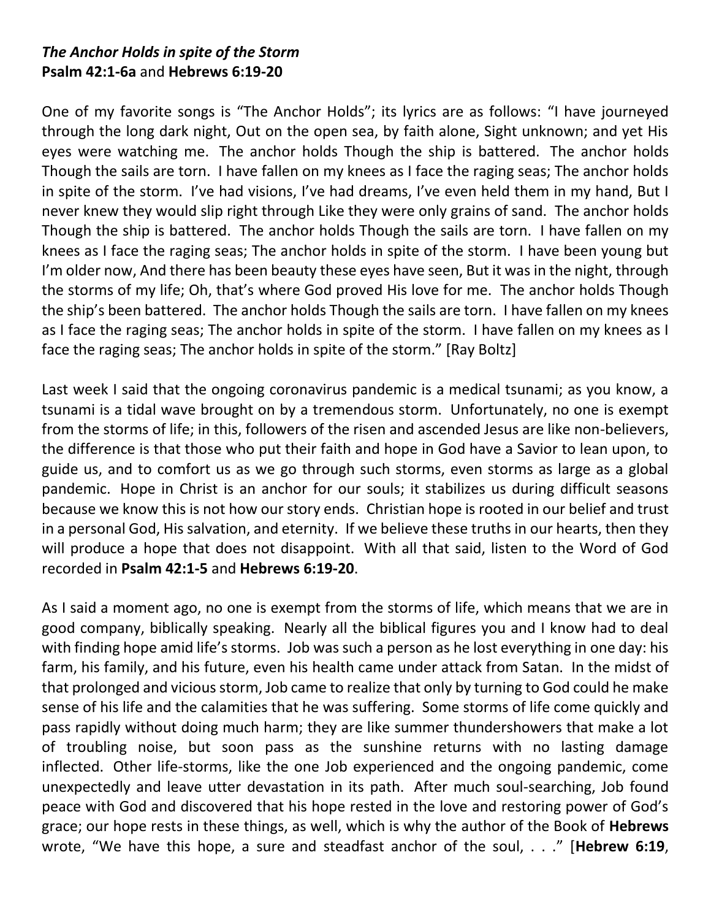***The Anchor Holds in spite of the Storm***
**Psalm 42:1-6a** and **Hebrews 6:19-20**

One of my favorite songs is "The Anchor Holds"; its lyrics are as follows: "I have journeyed through the long dark night, Out on the open sea, by faith alone, Sight unknown; and yet His eyes were watching me. The anchor holds Though the ship is battered. The anchor holds Though the sails are torn. I have fallen on my knees as I face the raging seas; The anchor holds in spite of the storm. I've had visions, I've had dreams, I've even held them in my hand, But I never knew they would slip right through Like they were only grains of sand. The anchor holds Though the ship is battered. The anchor holds Though the sails are torn. I have fallen on my knees as I face the raging seas; The anchor holds in spite of the storm. I have been young but I'm older now, And there has been beauty these eyes have seen, But it was in the night, through the storms of my life; Oh, that's where God proved His love for me. The anchor holds Though the ship's been battered. The anchor holds Though the sails are torn. I have fallen on my knees as I face the raging seas; The anchor holds in spite of the storm. I have fallen on my knees as I face the raging seas; The anchor holds in spite of the storm." [Ray Boltz]

Last week I said that the ongoing coronavirus pandemic is a medical tsunami; as you know, a tsunami is a tidal wave brought on by a tremendous storm. Unfortunately, no one is exempt from the storms of life; in this, followers of the risen and ascended Jesus are like non-believers, the difference is that those who put their faith and hope in God have a Savior to lean upon, to guide us, and to comfort us as we go through such storms, even storms as large as a global pandemic. Hope in Christ is an anchor for our souls; it stabilizes us during difficult seasons because we know this is not how our story ends. Christian hope is rooted in our belief and trust in a personal God, His salvation, and eternity. If we believe these truths in our hearts, then they will produce a hope that does not disappoint. With all that said, listen to the Word of God recorded in **Psalm 42:1-5** and **Hebrews 6:19-20**.

As I said a moment ago, no one is exempt from the storms of life, which means that we are in good company, biblically speaking. Nearly all the biblical figures you and I know had to deal with finding hope amid life's storms. Job was such a person as he lost everything in one day: his farm, his family, and his future, even his health came under attack from Satan. In the midst of that prolonged and vicious storm, Job came to realize that only by turning to God could he make sense of his life and the calamities that he was suffering. Some storms of life come quickly and pass rapidly without doing much harm; they are like summer thundershowers that make a lot of troubling noise, but soon pass as the sunshine returns with no lasting damage inflected. Other life-storms, like the one Job experienced and the ongoing pandemic, come unexpectedly and leave utter devastation in its path. After much soul-searching, Job found peace with God and discovered that his hope rested in the love and restoring power of God's grace; our hope rests in these things, as well, which is why the author of the Book of **Hebrews** wrote, "We have this hope, a sure and steadfast anchor of the soul, . . ." [**Hebrew 6:19**,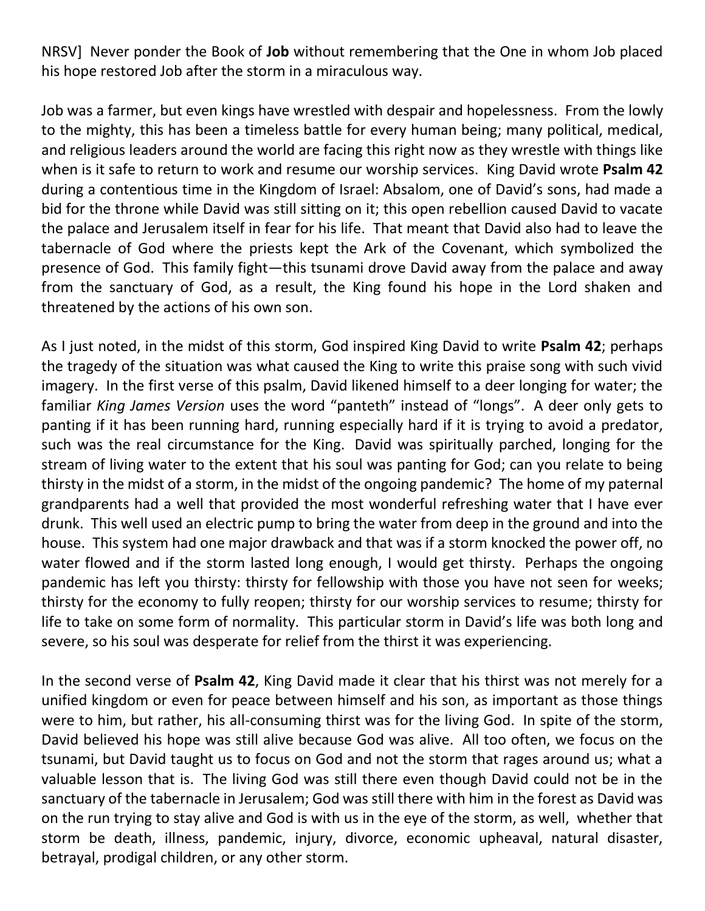NRSV]  Never ponder the Book of **Job** without remembering that the One in whom Job placed his hope restored Job after the storm in a miraculous way.

Job was a farmer, but even kings have wrestled with despair and hopelessness.  From the lowly to the mighty, this has been a timeless battle for every human being; many political, medical, and religious leaders around the world are facing this right now as they wrestle with things like when is it safe to return to work and resume our worship services.  King David wrote **Psalm 42** during a contentious time in the Kingdom of Israel: Absalom, one of David's sons, had made a bid for the throne while David was still sitting on it; this open rebellion caused David to vacate the palace and Jerusalem itself in fear for his life.  That meant that David also had to leave the tabernacle of God where the priests kept the Ark of the Covenant, which symbolized the presence of God.  This family fight—this tsunami drove David away from the palace and away from the sanctuary of God, as a result, the King found his hope in the Lord shaken and threatened by the actions of his own son.

As I just noted, in the midst of this storm, God inspired King David to write **Psalm 42**; perhaps the tragedy of the situation was what caused the King to write this praise song with such vivid imagery.  In the first verse of this psalm, David likened himself to a deer longing for water; the familiar *King James Version* uses the word "panteth" instead of "longs".  A deer only gets to panting if it has been running hard, running especially hard if it is trying to avoid a predator, such was the real circumstance for the King.  David was spiritually parched, longing for the stream of living water to the extent that his soul was panting for God; can you relate to being thirsty in the midst of a storm, in the midst of the ongoing pandemic?  The home of my paternal grandparents had a well that provided the most wonderful refreshing water that I have ever drunk.  This well used an electric pump to bring the water from deep in the ground and into the house.  This system had one major drawback and that was if a storm knocked the power off, no water flowed and if the storm lasted long enough, I would get thirsty.  Perhaps the ongoing pandemic has left you thirsty: thirsty for fellowship with those you have not seen for weeks; thirsty for the economy to fully reopen; thirsty for our worship services to resume; thirsty for life to take on some form of normality.  This particular storm in David's life was both long and severe, so his soul was desperate for relief from the thirst it was experiencing.

In the second verse of **Psalm 42**, King David made it clear that his thirst was not merely for a unified kingdom or even for peace between himself and his son, as important as those things were to him, but rather, his all-consuming thirst was for the living God.  In spite of the storm, David believed his hope was still alive because God was alive.  All too often, we focus on the tsunami, but David taught us to focus on God and not the storm that rages around us; what a valuable lesson that is.  The living God was still there even though David could not be in the sanctuary of the tabernacle in Jerusalem; God was still there with him in the forest as David was on the run trying to stay alive and God is with us in the eye of the storm, as well,  whether that storm be death, illness, pandemic, injury, divorce, economic upheaval, natural disaster, betrayal, prodigal children, or any other storm.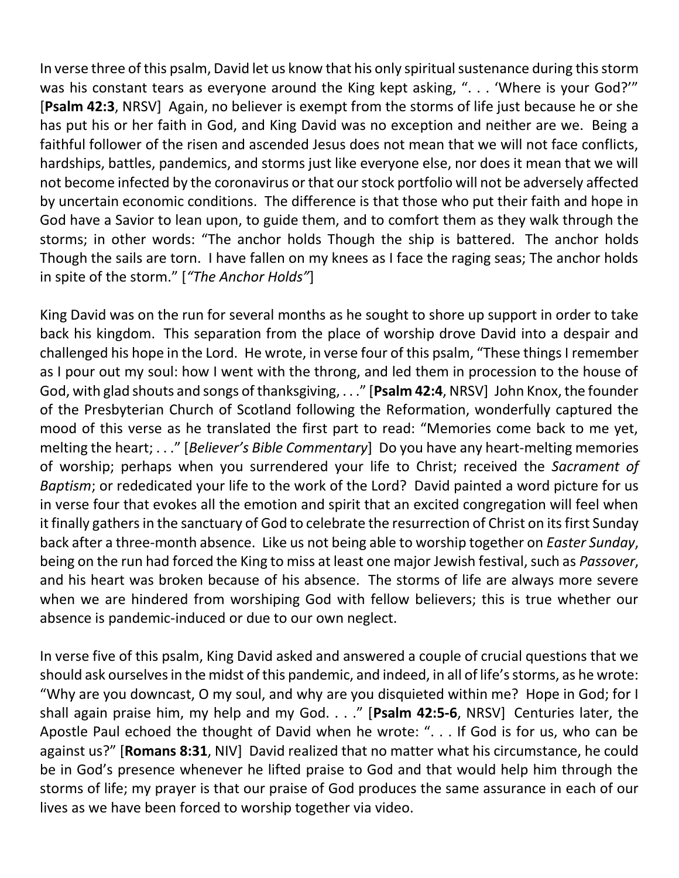In verse three of this psalm, David let us know that his only spiritual sustenance during this storm was his constant tears as everyone around the King kept asking, ". . . 'Where is your God?'" [**Psalm 42:3**, NRSV] Again, no believer is exempt from the storms of life just because he or she has put his or her faith in God, and King David was no exception and neither are we. Being a faithful follower of the risen and ascended Jesus does not mean that we will not face conflicts, hardships, battles, pandemics, and storms just like everyone else, nor does it mean that we will not become infected by the coronavirus or that our stock portfolio will not be adversely affected by uncertain economic conditions. The difference is that those who put their faith and hope in God have a Savior to lean upon, to guide them, and to comfort them as they walk through the storms; in other words: "The anchor holds Though the ship is battered. The anchor holds Though the sails are torn. I have fallen on my knees as I face the raging seas; The anchor holds in spite of the storm." [*"The Anchor Holds"*]

King David was on the run for several months as he sought to shore up support in order to take back his kingdom. This separation from the place of worship drove David into a despair and challenged his hope in the Lord. He wrote, in verse four of this psalm, "These things I remember as I pour out my soul: how I went with the throng, and led them in procession to the house of God, with glad shouts and songs of thanksgiving, . . ." [**Psalm 42:4**, NRSV] John Knox, the founder of the Presbyterian Church of Scotland following the Reformation, wonderfully captured the mood of this verse as he translated the first part to read: "Memories come back to me yet, melting the heart; . . ." [*Believer's Bible Commentary*] Do you have any heart-melting memories of worship; perhaps when you surrendered your life to Christ; received the *Sacrament of Baptism*; or rededicated your life to the work of the Lord? David painted a word picture for us in verse four that evokes all the emotion and spirit that an excited congregation will feel when it finally gathers in the sanctuary of God to celebrate the resurrection of Christ on its first Sunday back after a three-month absence. Like us not being able to worship together on *Easter Sunday*, being on the run had forced the King to miss at least one major Jewish festival, such as *Passover*, and his heart was broken because of his absence. The storms of life are always more severe when we are hindered from worshiping God with fellow believers; this is true whether our absence is pandemic-induced or due to our own neglect.

In verse five of this psalm, King David asked and answered a couple of crucial questions that we should ask ourselves in the midst of this pandemic, and indeed, in all of life's storms, as he wrote: "Why are you downcast, O my soul, and why are you disquieted within me? Hope in God; for I shall again praise him, my help and my God. . . ." [**Psalm 42:5-6**, NRSV] Centuries later, the Apostle Paul echoed the thought of David when he wrote: ". . . If God is for us, who can be against us?" [**Romans 8:31**, NIV] David realized that no matter what his circumstance, he could be in God's presence whenever he lifted praise to God and that would help him through the storms of life; my prayer is that our praise of God produces the same assurance in each of our lives as we have been forced to worship together via video.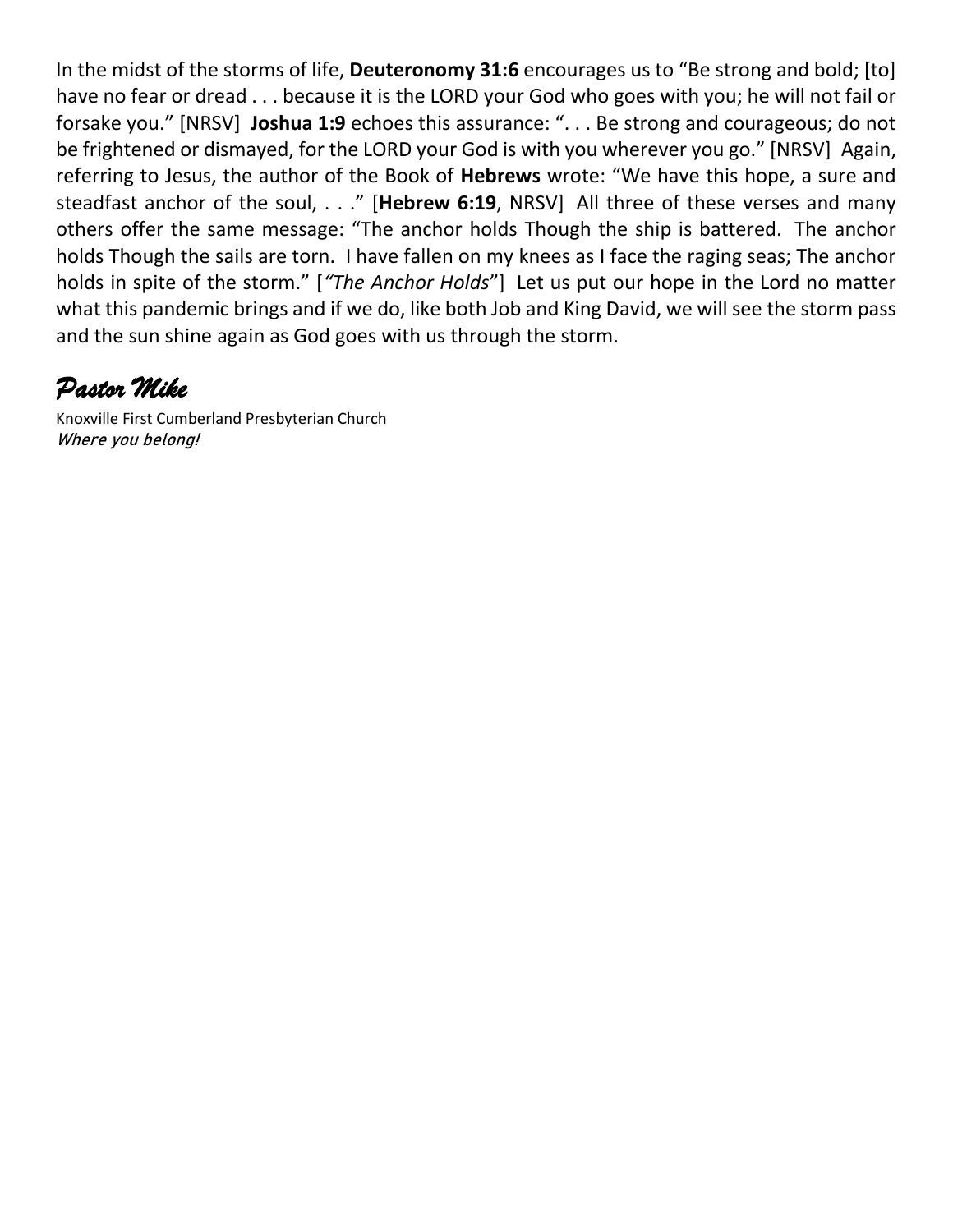In the midst of the storms of life, **Deuteronomy 31:6** encourages us to "Be strong and bold; [to] have no fear or dread . . . because it is the LORD your God who goes with you; he will not fail or forsake you." [NRSV] **Joshua 1:9** echoes this assurance: ". . . Be strong and courageous; do not be frightened or dismayed, for the LORD your God is with you wherever you go." [NRSV] Again, referring to Jesus, the author of the Book of **Hebrews** wrote: "We have this hope, a sure and steadfast anchor of the soul, . . ." [**Hebrew 6:19**, NRSV] All three of these verses and many others offer the same message: "The anchor holds Though the ship is battered. The anchor holds Though the sails are torn. I have fallen on my knees as I face the raging seas; The anchor holds in spite of the storm." [*"The Anchor Holds"*] Let us put our hope in the Lord no matter what this pandemic brings and if we do, like both Job and King David, we will see the storm pass and the sun shine again as God goes with us through the storm.

*Pastor Mike*

Knoxville First Cumberland Presbyterian Church
*Where you belong!*